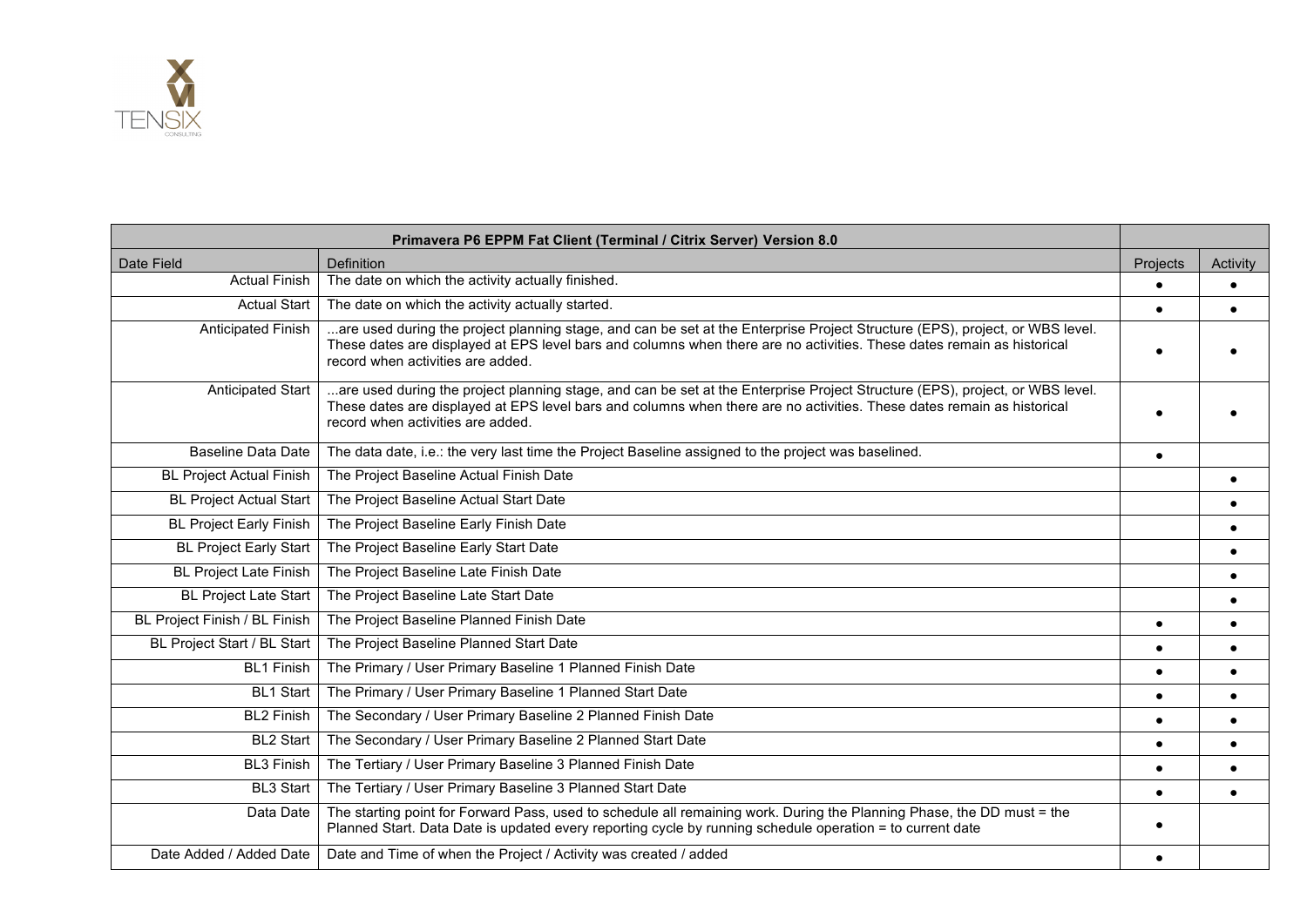| Primavera P6 EPPM Fat Client (Terminal / Citrix Server) Version 8.0 | | | |
|---|---|---|---|
| Date Field | Definition | Projects | Activity |
| Actual Finish | The date on which the activity actually finished. | ● | ● |
| Actual Start | The date on which the activity actually started. | ● | ● |
| Anticipated Finish | ...are used during the project planning stage, and can be set at the Enterprise Project Structure (EPS), project, or WBS level. These dates are displayed at EPS level bars and columns when there are no activities. These dates remain as historical record when activities are added. | ● | ● |
| Anticipated Start | ...are used during the project planning stage, and can be set at the Enterprise Project Structure (EPS), project, or WBS level. These dates are displayed at EPS level bars and columns when there are no activities. These dates remain as historical record when activities are added. | ● | ● |
| Baseline Data Date | The data date, i.e.: the very last time the Project Baseline assigned to the project was baselined. | ● | |
| BL Project Actual Finish | The Project Baseline Actual Finish Date | | ● |
| BL Project Actual Start | The Project Baseline Actual Start Date | | ● |
| BL Project Early Finish | The Project Baseline Early Finish Date | | ● |
| BL Project Early Start | The Project Baseline Early Start Date | | ● |
| BL Project Late Finish | The Project Baseline Late Finish Date | | ● |
| BL Project Late Start | The Project Baseline Late Start Date | | ● |
| BL Project Finish / BL Finish | The Project Baseline Planned Finish Date | ● | ● |
| BL Project Start / BL Start | The Project Baseline Planned Start Date | ● | ● |
| BL1 Finish | The Primary / User Primary Baseline 1 Planned Finish Date | ● | ● |
| BL1 Start | The Primary / User Primary Baseline 1 Planned Start Date | ● | ● |
| BL2 Finish | The Secondary / User Primary Baseline 2 Planned Finish Date | ● | ● |
| BL2 Start | The Secondary / User Primary Baseline 2 Planned Start Date | ● | ● |
| BL3 Finish | The Tertiary / User Primary Baseline 3 Planned Finish Date | ● | ● |
| BL3 Start | The Tertiary / User Primary Baseline 3 Planned Start Date | ● | ● |
| Data Date | The starting point for Forward Pass, used to schedule all remaining work. During the Planning Phase, the DD must = the Planned Start. Data Date is updated every reporting cycle by running schedule operation = to current date | ● | |
| Date Added / Added Date | Date and Time of when the Project / Activity was created / added | ● | |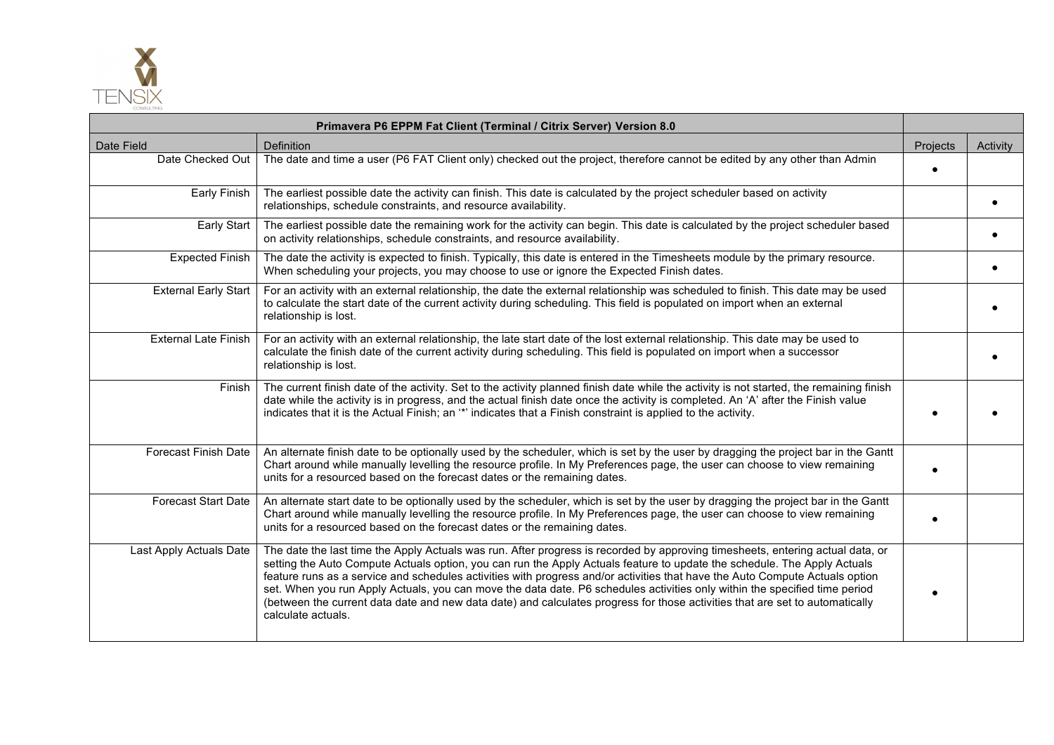| Primavera P6 EPPM Fat Client (Terminal / Citrix Server) Version 8.0 | | | |
|---|---|---|---|
| Date Field | Definition | Projects | Activity |
| Date Checked Out | The date and time a user (P6 FAT Client only) checked out the project, therefore cannot be edited by any other than Admin | • | |
| Early Finish | The earliest possible date the activity can finish. This date is calculated by the project scheduler based on activity relationships, schedule constraints, and resource availability. | | • |
| Early Start | The earliest possible date the remaining work for the activity can begin. This date is calculated by the project scheduler based on activity relationships, schedule constraints, and resource availability. | | • |
| Expected Finish | The date the activity is expected to finish. Typically, this date is entered in the Timesheets module by the primary resource. When scheduling your projects, you may choose to use or ignore the Expected Finish dates. | | • |
| External Early Start | For an activity with an external relationship, the date the external relationship was scheduled to finish. This date may be used to calculate the start date of the current activity during scheduling. This field is populated on import when an external relationship is lost. | | • |
| External Late Finish | For an activity with an external relationship, the late start date of the lost external relationship. This date may be used to calculate the finish date of the current activity during scheduling. This field is populated on import when a successor relationship is lost. | | • |
| Finish | The current finish date of the activity. Set to the activity planned finish date while the activity is not started, the remaining finish date while the activity is in progress, and the actual finish date once the activity is completed. An 'A' after the Finish value indicates that it is the Actual Finish; an '*' indicates that a Finish constraint is applied to the activity. | • | • |
| Forecast Finish Date | An alternate finish date to be optionally used by the scheduler, which is set by the user by dragging the project bar in the Gantt Chart around while manually levelling the resource profile. In My Preferences page, the user can choose to view remaining units for a resourced based on the forecast dates or the remaining dates. | • | |
| Forecast Start Date | An alternate start date to be optionally used by the scheduler, which is set by the user by dragging the project bar in the Gantt Chart around while manually levelling the resource profile. In My Preferences page, the user can choose to view remaining units for a resourced based on the forecast dates or the remaining dates. | • | |
| Last Apply Actuals Date | The date the last time the Apply Actuals was run. After progress is recorded by approving timesheets, entering actual data, or setting the Auto Compute Actuals option, you can run the Apply Actuals feature to update the schedule. The Apply Actuals feature runs as a service and schedules activities with progress and/or activities that have the Auto Compute Actuals option set. When you run Apply Actuals, you can move the data date. P6 schedules activities only within the specified time period (between the current data date and new data date) and calculates progress for those activities that are set to automatically calculate actuals. | • | |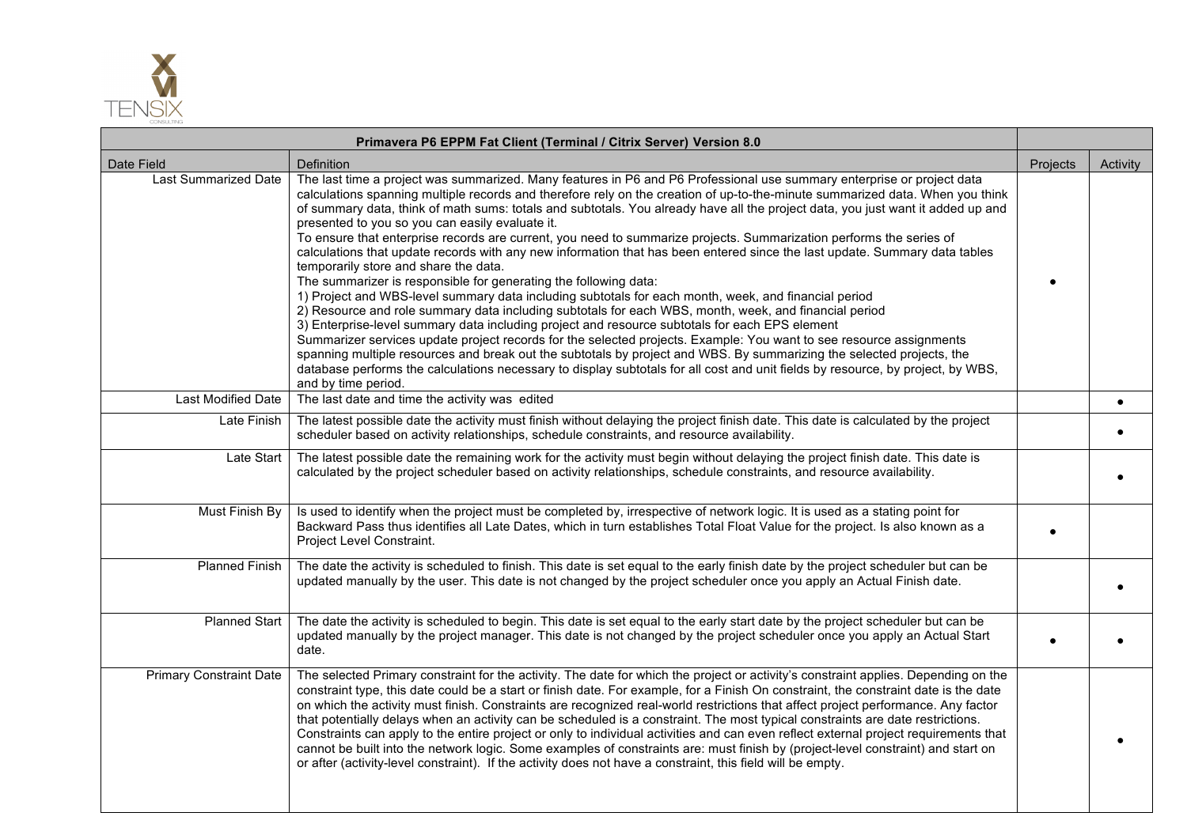| Primavera P6 EPPM Fat Client (Terminal / Citrix Server) Version 8.0 | | | |
|---|---|---|---|
| Date Field | Definition | Projects | Activity |
| Last Summarized Date | The last time a project was summarized. Many features in P6 and P6 Professional use summary enterprise or project data calculations spanning multiple records and therefore rely on the creation of up-to-the-minute summarized data. When you think of summary data, think of math sums: totals and subtotals. You already have all the project data, you just want it added up and presented to you so you can easily evaluate it. To ensure that enterprise records are current, you need to summarize projects. Summarization performs the series of calculations that update records with any new information that has been entered since the last update. Summary data tables temporarily store and share the data. The summarizer is responsible for generating the following data: 1) Project and WBS-level summary data including subtotals for each month, week, and financial period 2) Resource and role summary data including subtotals for each WBS, month, week, and financial period 3) Enterprise-level summary data including project and resource subtotals for each EPS element Summarizer services update project records for the selected projects. Example: You want to see resource assignments spanning multiple resources and break out the subtotals by project and WBS. By summarizing the selected projects, the database performs the calculations necessary to display subtotals for all cost and unit fields by resource, by project, by WBS, and by time period. | • | |
| Last Modified Date | The last date and time the activity was edited | | • |
| Late Finish | The latest possible date the activity must finish without delaying the project finish date. This date is calculated by the project scheduler based on activity relationships, schedule constraints, and resource availability. | | • |
| Late Start | The latest possible date the remaining work for the activity must begin without delaying the project finish date. This date is calculated by the project scheduler based on activity relationships, schedule constraints, and resource availability. | | • |
| Must Finish By | Is used to identify when the project must be completed by, irrespective of network logic. It is used as a stating point for Backward Pass thus identifies all Late Dates, which in turn establishes Total Float Value for the project. Is also known as a Project Level Constraint. | • | |
| Planned Finish | The date the activity is scheduled to finish. This date is set equal to the early finish date by the project scheduler but can be updated manually by the user. This date is not changed by the project scheduler once you apply an Actual Finish date. | | • |
| Planned Start | The date the activity is scheduled to begin. This date is set equal to the early start date by the project scheduler but can be updated manually by the project manager. This date is not changed by the project scheduler once you apply an Actual Start date. | • | • |
| Primary Constraint Date | The selected Primary constraint for the activity. The date for which the project or activity's constraint applies. Depending on the constraint type, this date could be a start or finish date. For example, for a Finish On constraint, the constraint date is the date on which the activity must finish. Constraints are recognized real-world restrictions that affect project performance. Any factor that potentially delays when an activity can be scheduled is a constraint. The most typical constraints are date restrictions. Constraints can apply to the entire project or only to individual activities and can even reflect external project requirements that cannot be built into the network logic. Some examples of constraints are: must finish by (project-level constraint) and start on or after (activity-level constraint). If the activity does not have a constraint, this field will be empty. | | • |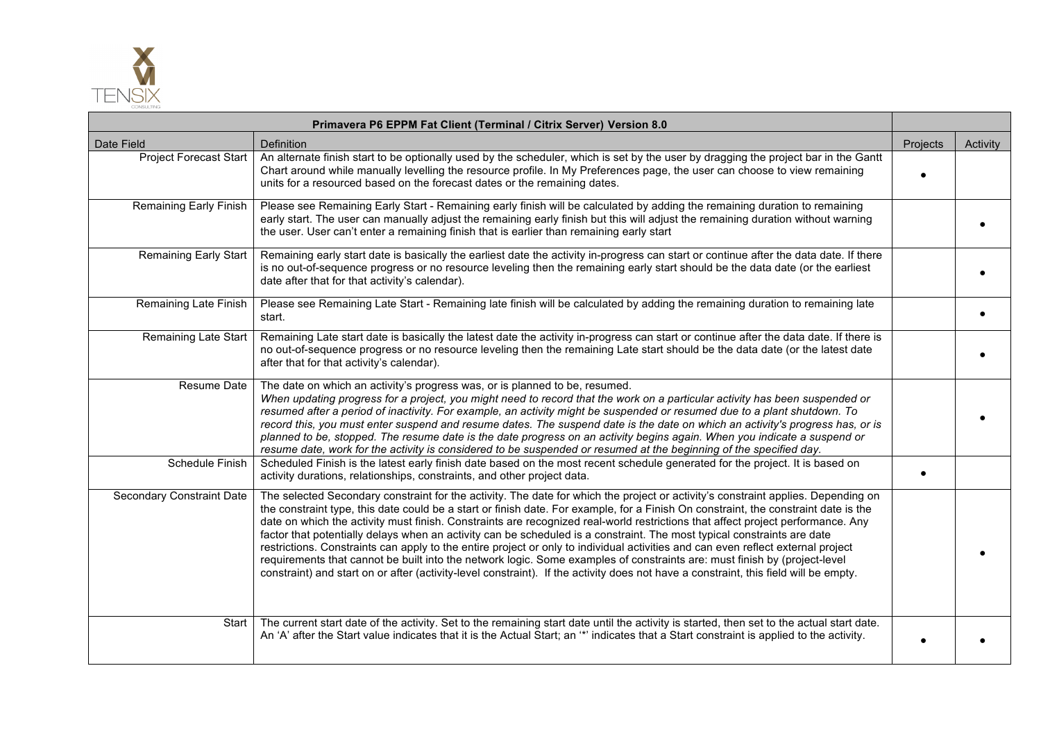| Primavera P6 EPPM Fat Client (Terminal / Citrix Server) Version 8.0 | | | |
|---|---|---|---|
| Date Field | Definition | Projects | Activity |
| Project Forecast Start | An alternate finish start to be optionally used by the scheduler, which is set by the user by dragging the project bar in the Gantt Chart around while manually levelling the resource profile. In My Preferences page, the user can choose to view remaining units for a resourced based on the forecast dates or the remaining dates. | • | |
| Remaining Early Finish | Please see Remaining Early Start - Remaining early finish will be calculated by adding the remaining duration to remaining early start. The user can manually adjust the remaining early finish but this will adjust the remaining duration without warning the user. User can't enter a remaining finish that is earlier than remaining early start | | • |
| Remaining Early Start | Remaining early start date is basically the earliest date the activity in-progress can start or continue after the data date. If there is no out-of-sequence progress or no resource leveling then the remaining early start should be the data date (or the earliest date after that for that activity's calendar). | | • |
| Remaining Late Finish | Please see Remaining Late Start - Remaining late finish will be calculated by adding the remaining duration to remaining late start. | | • |
| Remaining Late Start | Remaining Late start date is basically the latest date the activity in-progress can start or continue after the data date. If there is no out-of-sequence progress or no resource leveling then the remaining Late start should be the data date (or the latest date after that for that activity's calendar). | | • |
| Resume Date | The date on which an activity's progress was, or is planned to be, resumed. *When updating progress for a project, you might need to record that the work on a particular activity has been suspended or resumed after a period of inactivity. For example, an activity might be suspended or resumed due to a plant shutdown. To record this, you must enter suspend and resume dates. The suspend date is the date on which an activity's progress has, or is planned to be, stopped. The resume date is the date progress on an activity begins again. When you indicate a suspend or resume date, work for the activity is considered to be suspended or resumed at the beginning of the specified day.* | | • |
| Schedule Finish | Scheduled Finish is the latest early finish date based on the most recent schedule generated for the project. It is based on activity durations, relationships, constraints, and other project data. | • | |
| Secondary Constraint Date | The selected Secondary constraint for the activity. The date for which the project or activity's constraint applies. Depending on the constraint type, this date could be a start or finish date. For example, for a Finish On constraint, the constraint date is the date on which the activity must finish. Constraints are recognized real-world restrictions that affect project performance. Any factor that potentially delays when an activity can be scheduled is a constraint. The most typical constraints are date restrictions. Constraints can apply to the entire project or only to individual activities and can even reflect external project requirements that cannot be built into the network logic. Some examples of constraints are: must finish by (project-level constraint) and start on or after (activity-level constraint). If the activity does not have a constraint, this field will be empty. | | • |
| Start | The current start date of the activity. Set to the remaining start date until the activity is started, then set to the actual start date. An 'A' after the Start value indicates that it is the Actual Start; an '*' indicates that a Start constraint is applied to the activity. | • | • |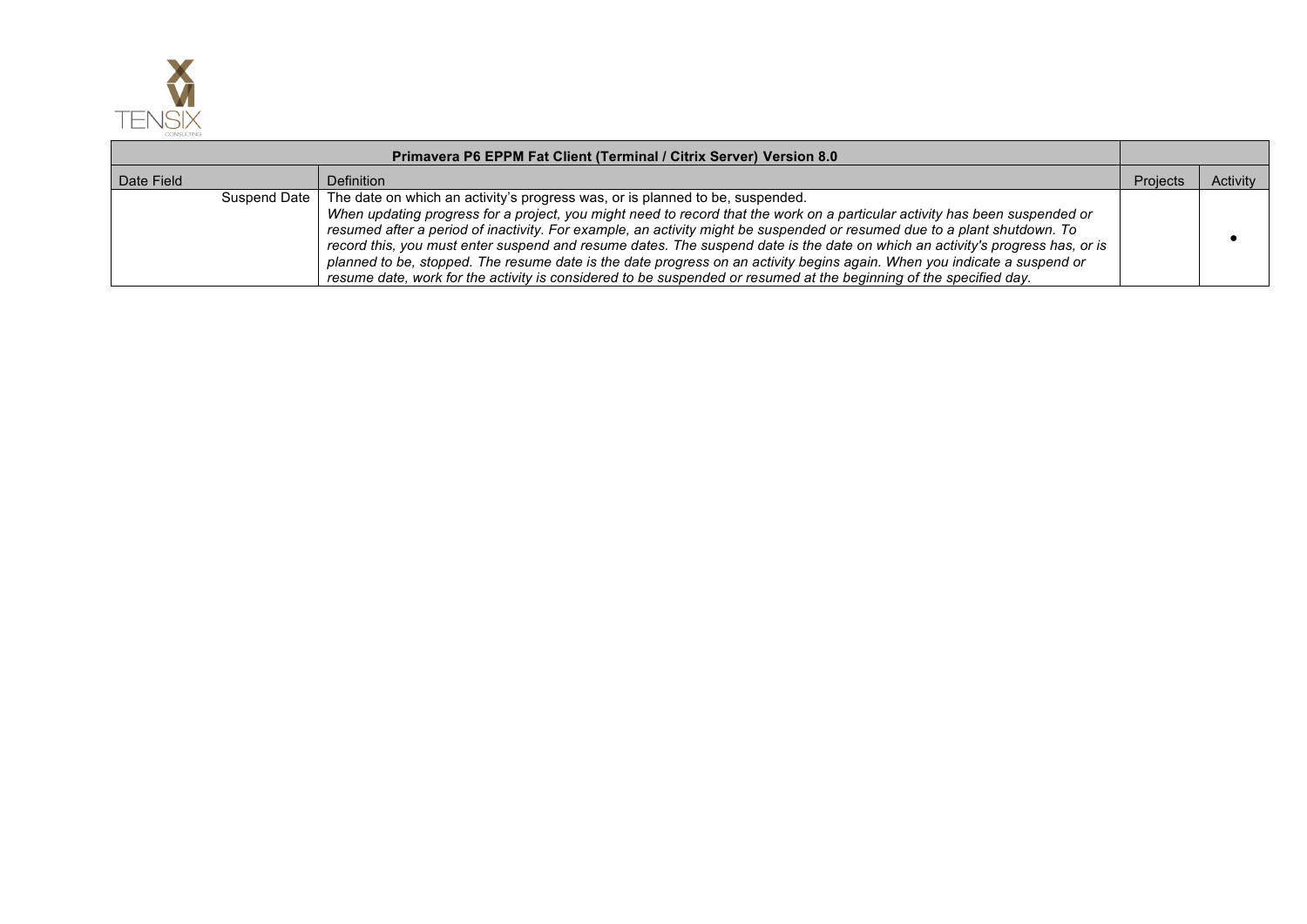| Primavera P6 EPPM Fat Client (Terminal / Citrix Server) Version 8.0 | | | |
|---|---|---|---|
| Date Field | Definition | Projects | Activity |
| Suspend Date | The date on which an activity's progress was, or is planned to be, suspended. *When updating progress for a project, you might need to record that the work on a particular activity has been suspended or resumed after a period of inactivity. For example, an activity might be suspended or resumed due to a plant shutdown. To record this, you must enter suspend and resume dates. The suspend date is the date on which an activity's progress has, or is planned to be, stopped. The resume date is the date progress on an activity begins again. When you indicate a suspend or resume date, work for the activity is considered to be suspended or resumed at the beginning of the specified day.* | | • |